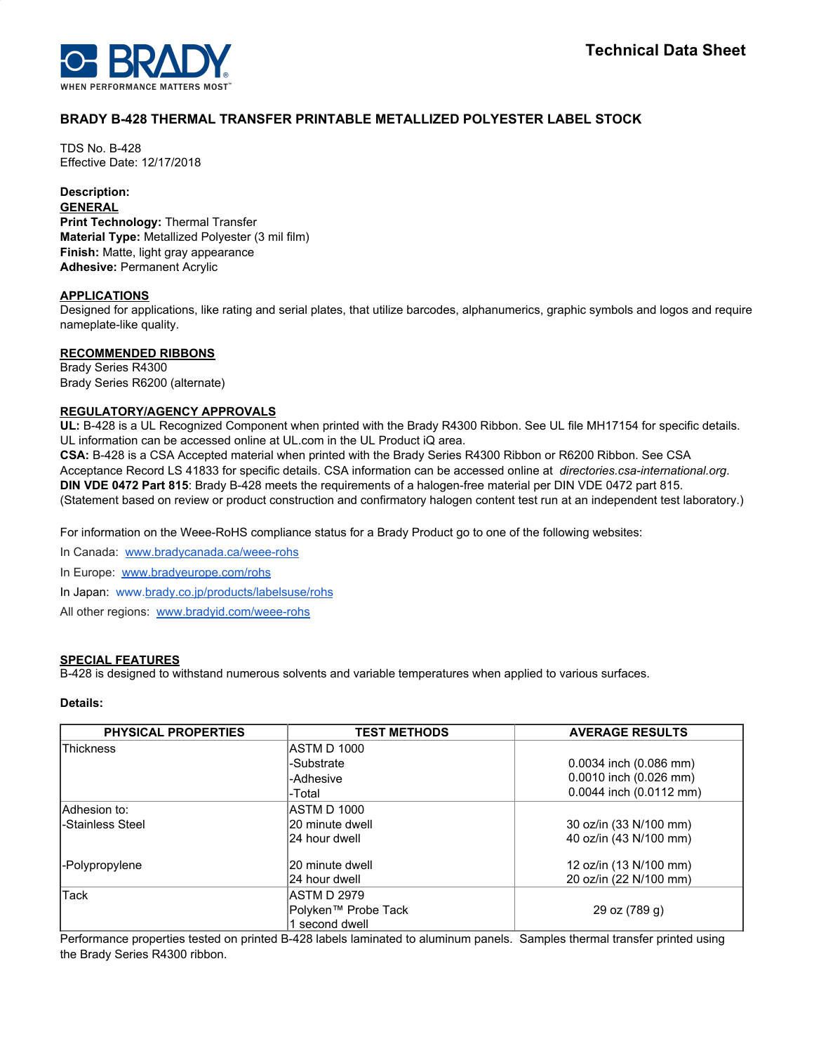BRADY

WHEN PERFORMANCE MATTERS MOST™

**Technical Data Sheet**

# BRADY B-428 THERMAL TRANSFER PRINTABLE METALLIZED POLYESTER LABEL STOCK

TDS No. B-428
Effective Date: 12/17/2018

**Description:**

**GENERAL**

**Print Technology:** Thermal Transfer
**Material Type:** Metallized Polyester (3 mil film)
**Finish:** Matte, light gray appearance
**Adhesive:** Permanent Acrylic

**APPLICATIONS**

Designed for applications, like rating and serial plates, that utilize barcodes, alphanumerics, graphic symbols and logos and require nameplate-like quality.

**RECOMMENDED RIBBONS**

Brady Series R4300
Brady Series R6200 (alternate)

**REGULATORY/AGENCY APPROVALS**

**UL:** B-428 is a UL Recognized Component when printed with the Brady R4300 Ribbon. See UL file MH17154 for specific details. UL information can be accessed online at UL.com in the UL Product iQ area.
**CSA:** B-428 is a CSA Accepted material when printed with the Brady Series R4300 Ribbon or R6200 Ribbon. See CSA Acceptance Record LS 41833 for specific details. CSA information can be accessed online at *directories.csa-international.org*.
**DIN VDE 0472 Part 815**: Brady B-428 meets the requirements of a halogen-free material per DIN VDE 0472 part 815. (Statement based on review or product construction and confirmatory halogen content test run at an independent test laboratory.)

For information on the Weee-RoHS compliance status for a Brady Product go to one of the following websites:

In Canada: www.bradycanada.ca/weee-rohs

In Europe: www.bradyeurope.com/rohs

In Japan: www.brady.co.jp/products/labelsuse/rohs

All other regions: www.bradyid.com/weee-rohs

**SPECIAL FEATURES**

B-428 is designed to withstand numerous solvents and variable temperatures when applied to various surfaces.

**Details:**

| PHYSICAL PROPERTIES | TEST METHODS | AVERAGE RESULTS |
|---|---|---|
| Thickness | ASTM D 1000 | |
| | -Substrate | 0.0034 inch (0.086 mm) |
| | -Adhesive | 0.0010 inch (0.026 mm) |
| | -Total | 0.0044 inch (0.0112 mm) |
| Adhesion to: | ASTM D 1000 | |
| -Stainless Steel | 20 minute dwell | 30 oz/in (33 N/100 mm) |
| | 24 hour dwell | 40 oz/in (43 N/100 mm) |
| -Polypropylene | 20 minute dwell | 12 oz/in (13 N/100 mm) |
| | 24 hour dwell | 20 oz/in (22 N/100 mm) |
| Tack | ASTM D 2979<br>Polyken™ Probe Tack<br>1 second dwell | 29 oz (789 g) |

Performance properties tested on printed B-428 labels laminated to aluminum panels. Samples thermal transfer printed using the Brady Series R4300 ribbon.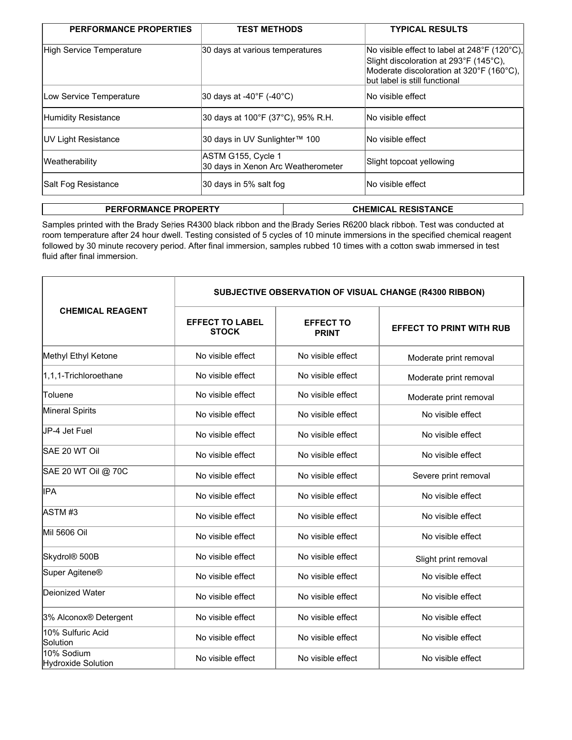| PERFORMANCE PROPERTIES | TEST METHODS | TYPICAL RESULTS |
|---|---|---|
| High Service Temperature | 30 days at various temperatures | No visible effect to label at 248°F (120°C), Slight discoloration at 293°F (145°C), Moderate discoloration at 320°F (160°C), but label is still functional |
| Low Service Temperature | 30 days at -40°F (-40°C) | No visible effect |
| Humidity Resistance | 30 days at 100°F (37°C), 95% R.H. | No visible effect |
| UV Light Resistance | 30 days in UV Sunlighter™ 100 | No visible effect |
| Weatherability | ASTM G155, Cycle 1<br>30 days in Xenon Arc Weatherometer | Slight topcoat yellowing |
| Salt Fog Resistance | 30 days in 5% salt fog | No visible effect |

| PERFORMANCE PROPERTY | CHEMICAL RESISTANCE |
|---|---|

Samples printed with the Brady Series R4300 black ribbon and the Brady Series R6200 black ribbon. Test was conducted at room temperature after 24 hour dwell. Testing consisted of 5 cycles of 10 minute immersions in the specified chemical reagent followed by 30 minute recovery period. After final immersion, samples rubbed 10 times with a cotton swab immersed in test fluid after final immersion.

| CHEMICAL REAGENT | SUBJECTIVE OBSERVATION OF VISUAL CHANGE (R4300 RIBBON) | | |
|---|---|---|---|
| | EFFECT TO LABEL STOCK | EFFECT TO PRINT | EFFECT TO PRINT WITH RUB |
| Methyl Ethyl Ketone | No visible effect | No visible effect | Moderate print removal |
| 1,1,1-Trichloroethane | No visible effect | No visible effect | Moderate print removal |
| Toluene | No visible effect | No visible effect | Moderate print removal |
| Mineral Spirits | No visible effect | No visible effect | No visible effect |
| JP-4 Jet Fuel | No visible effect | No visible effect | No visible effect |
| SAE 20 WT Oil | No visible effect | No visible effect | No visible effect |
| SAE 20 WT Oil @ 70C | No visible effect | No visible effect | Severe print removal |
| IPA | No visible effect | No visible effect | No visible effect |
| ASTM #3 | No visible effect | No visible effect | No visible effect |
| Mil 5606 Oil | No visible effect | No visible effect | No visible effect |
| Skydrol® 500B | No visible effect | No visible effect | Slight print removal |
| Super Agitene® | No visible effect | No visible effect | No visible effect |
| Deionized Water | No visible effect | No visible effect | No visible effect |
| 3% Alconox® Detergent | No visible effect | No visible effect | No visible effect |
| 10% Sulfuric Acid Solution | No visible effect | No visible effect | No visible effect |
| 10% Sodium Hydroxide Solution | No visible effect | No visible effect | No visible effect |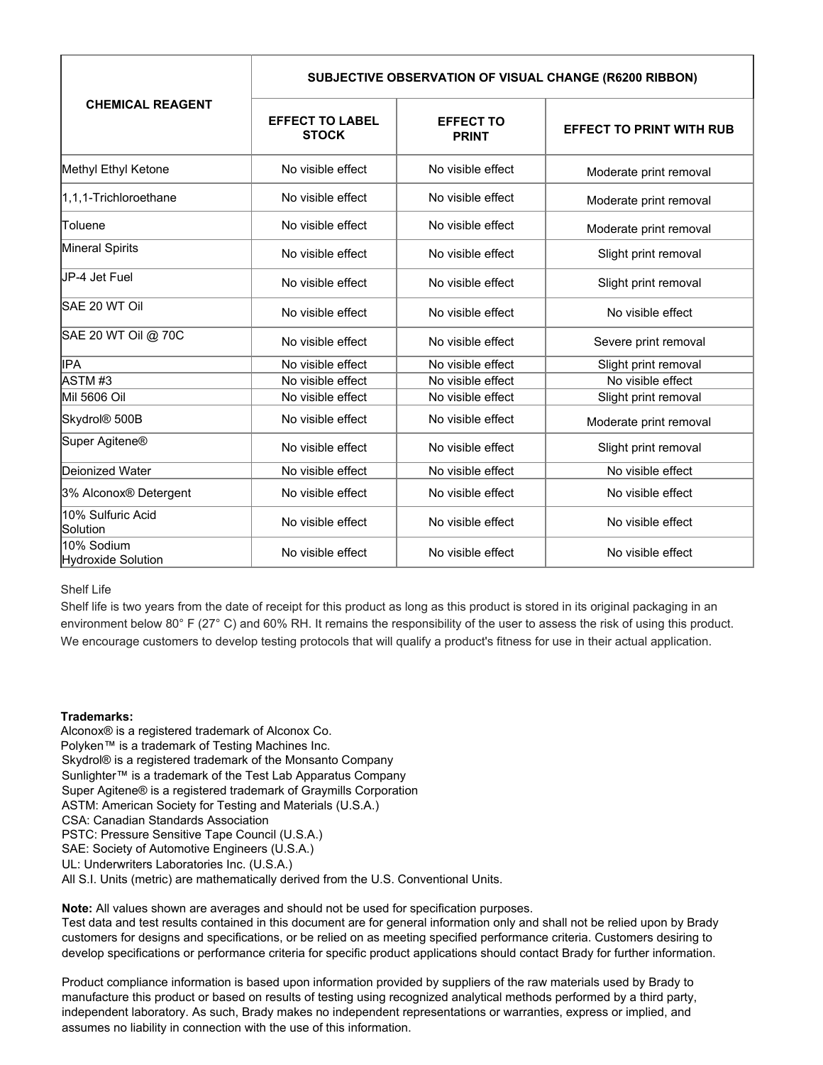| CHEMICAL REAGENT | SUBJECTIVE OBSERVATION OF VISUAL CHANGE (R6200 RIBBON) | | |
|---|---|---|---|
| | EFFECT TO LABEL STOCK | EFFECT TO PRINT | EFFECT TO PRINT WITH RUB |
| Methyl Ethyl Ketone | No visible effect | No visible effect | Moderate print removal |
| 1,1,1-Trichloroethane | No visible effect | No visible effect | Moderate print removal |
| Toluene | No visible effect | No visible effect | Moderate print removal |
| Mineral Spirits | No visible effect | No visible effect | Slight print removal |
| JP-4 Jet Fuel | No visible effect | No visible effect | Slight print removal |
| SAE 20 WT Oil | No visible effect | No visible effect | No visible effect |
| SAE 20 WT Oil @ 70C | No visible effect | No visible effect | Severe print removal |
| IPA | No visible effect | No visible effect | Slight print removal |
| ASTM #3 | No visible effect | No visible effect | No visible effect |
| Mil 5606 Oil | No visible effect | No visible effect | Slight print removal |
| Skydrol® 500B | No visible effect | No visible effect | Moderate print removal |
| Super Agitene® | No visible effect | No visible effect | Slight print removal |
| Deionized Water | No visible effect | No visible effect | No visible effect |
| 3% Alconox® Detergent | No visible effect | No visible effect | No visible effect |
| 10% Sulfuric Acid Solution | No visible effect | No visible effect | No visible effect |
| 10% Sodium Hydroxide Solution | No visible effect | No visible effect | No visible effect |

Shelf Life

Shelf life is two years from the date of receipt for this product as long as this product is stored in its original packaging in an environment below 80° F (27° C) and 60% RH. It remains the responsibility of the user to assess the risk of using this product. We encourage customers to develop testing protocols that will qualify a product's fitness for use in their actual application.

**Trademarks:**

Alconox® is a registered trademark of Alconox Co.
Polyken™ is a trademark of Testing Machines Inc.
Skydrol® is a registered trademark of the Monsanto Company
Sunlighter™ is a trademark of the Test Lab Apparatus Company
Super Agitene® is a registered trademark of Graymills Corporation
ASTM: American Society for Testing and Materials (U.S.A.)
CSA: Canadian Standards Association
PSTC: Pressure Sensitive Tape Council (U.S.A.)
SAE: Society of Automotive Engineers (U.S.A.)
UL: Underwriters Laboratories Inc. (U.S.A.)
All S.I. Units (metric) are mathematically derived from the U.S. Conventional Units.

**Note:** All values shown are averages and should not be used for specification purposes.
Test data and test results contained in this document are for general information only and shall not be relied upon by Brady customers for designs and specifications, or be relied on as meeting specified performance criteria. Customers desiring to develop specifications or performance criteria for specific product applications should contact Brady for further information.

Product compliance information is based upon information provided by suppliers of the raw materials used by Brady to manufacture this product or based on results of testing using recognized analytical methods performed by a third party, independent laboratory. As such, Brady makes no independent representations or warranties, express or implied, and assumes no liability in connection with the use of this information.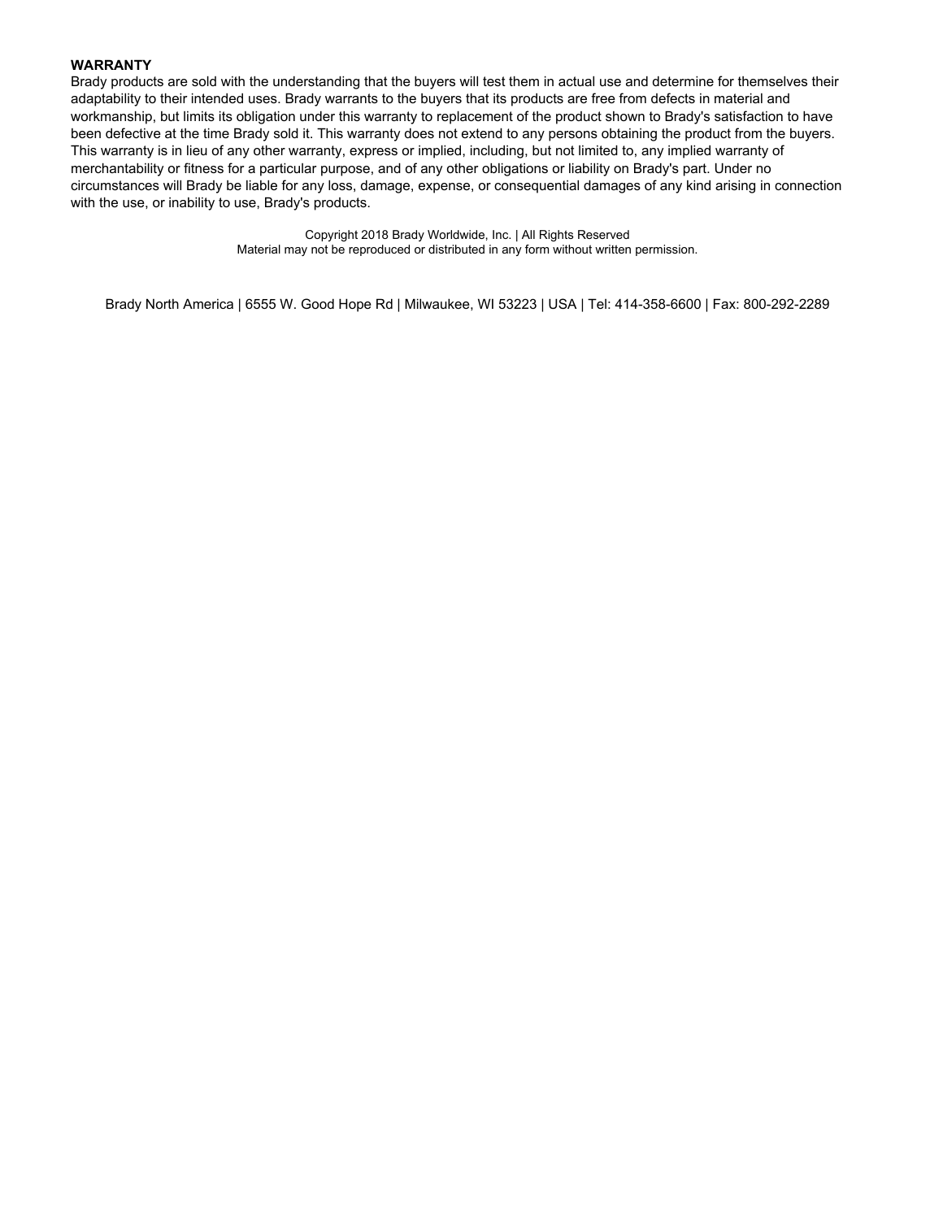**WARRANTY**

Brady products are sold with the understanding that the buyers will test them in actual use and determine for themselves their adaptability to their intended uses. Brady warrants to the buyers that its products are free from defects in material and workmanship, but limits its obligation under this warranty to replacement of the product shown to Brady's satisfaction to have been defective at the time Brady sold it. This warranty does not extend to any persons obtaining the product from the buyers. This warranty is in lieu of any other warranty, express or implied, including, but not limited to, any implied warranty of merchantability or fitness for a particular purpose, and of any other obligations or liability on Brady's part. Under no circumstances will Brady be liable for any loss, damage, expense, or consequential damages of any kind arising in connection with the use, or inability to use, Brady's products.

Copyright 2018 Brady Worldwide, Inc. | All Rights Reserved
Material may not be reproduced or distributed in any form without written permission.

Brady North America | 6555 W. Good Hope Rd | Milwaukee, WI 53223 | USA | Tel: 414-358-6600 | Fax: 800-292-2289